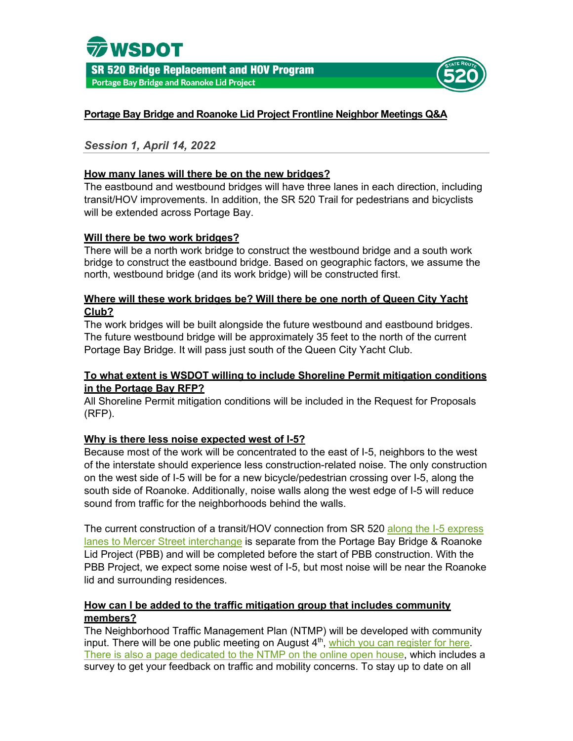# Portage Bay Bridge and Roanoke Lid Project Frontline Neighbor Meetings Q&A

## *Session 1, April 14, 2022*

### How many lanes will there be on the new bridges?

The eastbound and westbound bridges will have three lanes in each direction, including transit/HOV improvements. In addition, the SR 520 Trail for pedestrians and bicyclists will be extended across Portage Bay.

### Will there be two work bridges?

There will be a north work bridge to construct the westbound bridge and a south work bridge to construct the eastbound bridge. Based on geographic factors, we assume the north, westbound bridge (and its work bridge) will be constructed first.

### Where will these work bridges be? Will there be one north of Queen City Yacht Club?

The work bridges will be built alongside the future westbound and eastbound bridges. The future westbound bridge will be approximately 35 feet to the north of the current Portage Bay Bridge. It will pass just south of the Queen City Yacht Club.

### To what extent is WSDOT willing to include Shoreline Permit mitigation conditions in the Portage Bay RFP?

All Shoreline Permit mitigation conditions will be included in the Request for Proposals (RFP).

### Why is there less noise expected west of I-5?

Because most of the work will be concentrated to the east of I-5, neighbors to the west of the interstate should experience less construction-related noise. The only construction on the west side of I-5 will be for a new bicycle/pedestrian crossing over I-5, along the south side of Roanoke. Additionally, noise walls along the west edge of I-5 will reduce sound from traffic for the neighborhoods behind the walls.

The current construction of a transit/HOV connection from SR 520 along the I-5 express lanes to Mercer Street interchange is separate from the Portage Bay Bridge & Roanoke Lid Project (PBB) and will be completed before the start of PBB construction. With the PBB Project, we expect some noise west of I-5, but most noise will be near the Roanoke lid and surrounding residences.

### How can I be added to the traffic mitigation group that includes community members?

The Neighborhood Traffic Management Plan (NTMP) will be developed with community input. There will be one public meeting on August 4th, which you can register for here. There is also a page dedicated to the NTMP on the online open house, which includes a survey to get your feedback on traffic and mobility concerns. To stay up to date on all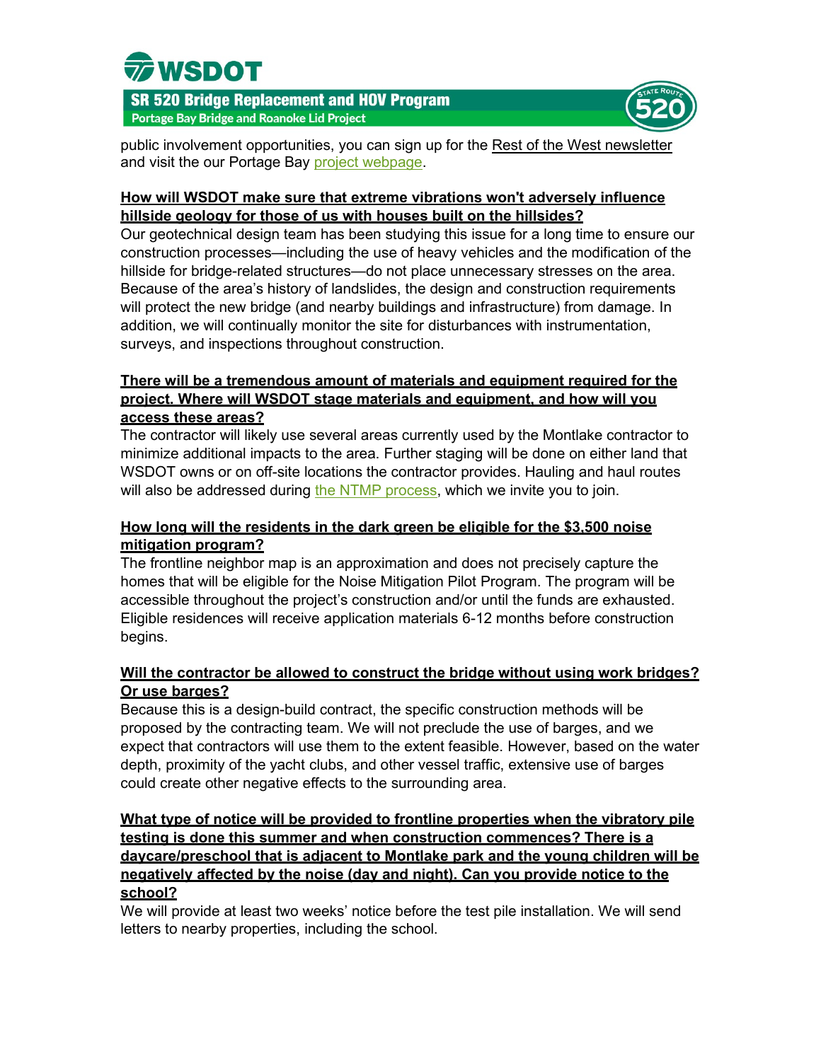public involvement opportunities, you can sign up for the Rest of the West newsletter and visit the our Portage Bay project webpage.

**How will WSDOT make sure that extreme vibrations won't adversely influence hillside geology for those of us with houses built on the hillsides?**

Our geotechnical design team has been studying this issue for a long time to ensure our construction processes—including the use of heavy vehicles and the modification of the hillside for bridge-related structures—do not place unnecessary stresses on the area. Because of the area's history of landslides, the design and construction requirements will protect the new bridge (and nearby buildings and infrastructure) from damage. In addition, we will continually monitor the site for disturbances with instrumentation, surveys, and inspections throughout construction.

**There will be a tremendous amount of materials and equipment required for the project. Where will WSDOT stage materials and equipment, and how will you access these areas?**

The contractor will likely use several areas currently used by the Montlake contractor to minimize additional impacts to the area. Further staging will be done on either land that WSDOT owns or on off-site locations the contractor provides. Hauling and haul routes will also be addressed during the NTMP process, which we invite you to join.

**How long will the residents in the dark green be eligible for the $3,500 noise mitigation program?**

The frontline neighbor map is an approximation and does not precisely capture the homes that will be eligible for the Noise Mitigation Pilot Program. The program will be accessible throughout the project's construction and/or until the funds are exhausted. Eligible residences will receive application materials 6-12 months before construction begins.

**Will the contractor be allowed to construct the bridge without using work bridges? Or use barges?**

Because this is a design-build contract, the specific construction methods will be proposed by the contracting team. We will not preclude the use of barges, and we expect that contractors will use them to the extent feasible. However, based on the water depth, proximity of the yacht clubs, and other vessel traffic, extensive use of barges could create other negative effects to the surrounding area.

**What type of notice will be provided to frontline properties when the vibratory pile testing is done this summer and when construction commences? There is a daycare/preschool that is adjacent to Montlake park and the young children will be negatively affected by the noise (day and night). Can you provide notice to the school?**

We will provide at least two weeks' notice before the test pile installation. We will send letters to nearby properties, including the school.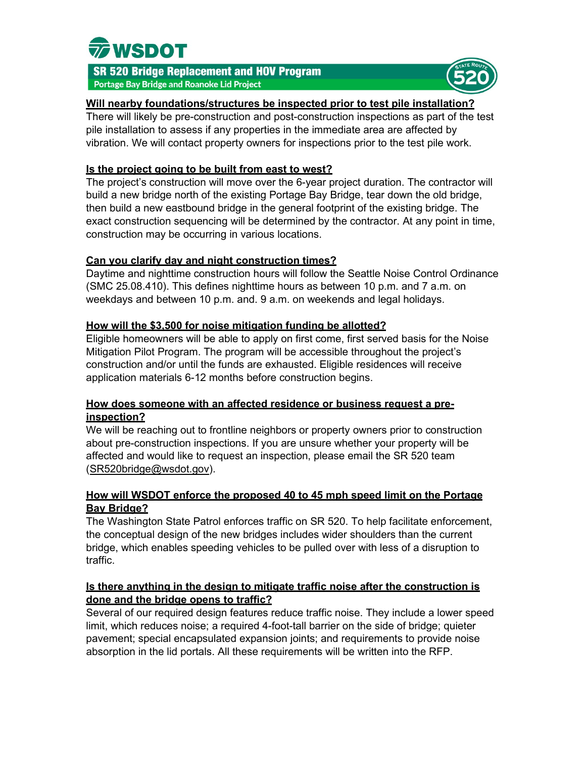**Will nearby foundations/structures be inspected prior to test pile installation?**

There will likely be pre-construction and post-construction inspections as part of the test pile installation to assess if any properties in the immediate area are affected by vibration. We will contact property owners for inspections prior to the test pile work.

**Is the project going to be built from east to west?**

The project's construction will move over the 6-year project duration. The contractor will build a new bridge north of the existing Portage Bay Bridge, tear down the old bridge, then build a new eastbound bridge in the general footprint of the existing bridge. The exact construction sequencing will be determined by the contractor. At any point in time, construction may be occurring in various locations.

**Can you clarify day and night construction times?**

Daytime and nighttime construction hours will follow the Seattle Noise Control Ordinance (SMC 25.08.410). This defines nighttime hours as between 10 p.m. and 7 a.m. on weekdays and between 10 p.m. and. 9 a.m. on weekends and legal holidays.

**How will the $3,500 for noise mitigation funding be allotted?**

Eligible homeowners will be able to apply on first come, first served basis for the Noise Mitigation Pilot Program. The program will be accessible throughout the project's construction and/or until the funds are exhausted. Eligible residences will receive application materials 6-12 months before construction begins.

**How does someone with an affected residence or business request a pre-inspection?**

We will be reaching out to frontline neighbors or property owners prior to construction about pre-construction inspections. If you are unsure whether your property will be affected and would like to request an inspection, please email the SR 520 team (SR520bridge@wsdot.gov).

**How will WSDOT enforce the proposed 40 to 45 mph speed limit on the Portage Bay Bridge?**

The Washington State Patrol enforces traffic on SR 520. To help facilitate enforcement, the conceptual design of the new bridges includes wider shoulders than the current bridge, which enables speeding vehicles to be pulled over with less of a disruption to traffic.

**Is there anything in the design to mitigate traffic noise after the construction is done and the bridge opens to traffic?**

Several of our required design features reduce traffic noise. They include a lower speed limit, which reduces noise; a required 4-foot-tall barrier on the side of bridge; quieter pavement; special encapsulated expansion joints; and requirements to provide noise absorption in the lid portals. All these requirements will be written into the RFP.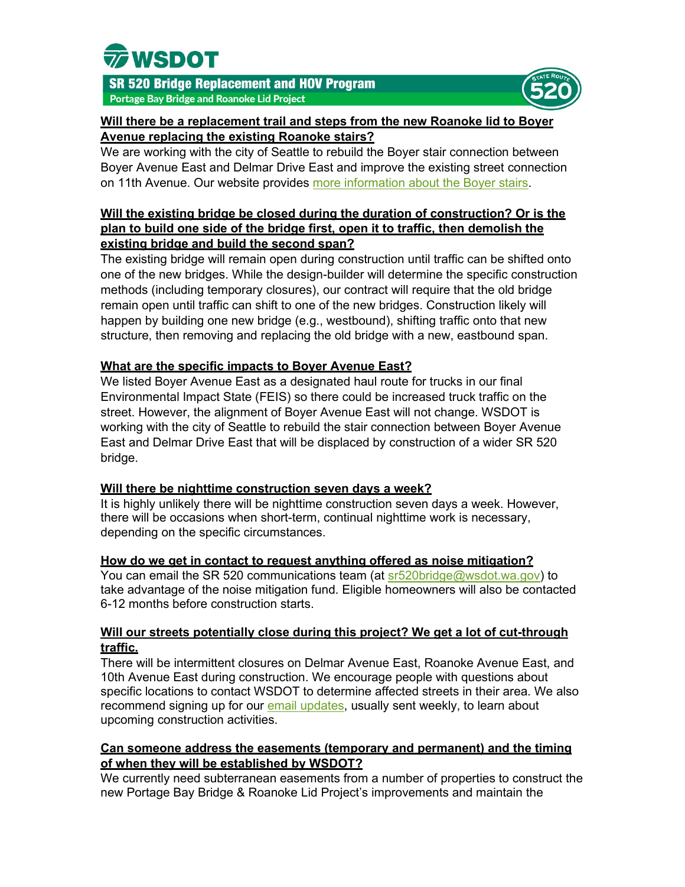**Will there be a replacement trail and steps from the new Roanoke lid to Boyer Avenue replacing the existing Roanoke stairs?**

We are working with the city of Seattle to rebuild the Boyer stair connection between Boyer Avenue East and Delmar Drive East and improve the existing street connection on 11th Avenue. Our website provides [more information about the Boyer stairs](#).

**Will the existing bridge be closed during the duration of construction? Or is the plan to build one side of the bridge first, open it to traffic, then demolish the existing bridge and build the second span?**

The existing bridge will remain open during construction until traffic can be shifted onto one of the new bridges. While the design-builder will determine the specific construction methods (including temporary closures), our contract will require that the old bridge remain open until traffic can shift to one of the new bridges. Construction likely will happen by building one new bridge (e.g., westbound), shifting traffic onto that new structure, then removing and replacing the old bridge with a new, eastbound span.

**What are the specific impacts to Boyer Avenue East?**

We listed Boyer Avenue East as a designated haul route for trucks in our final Environmental Impact State (FEIS) so there could be increased truck traffic on the street. However, the alignment of Boyer Avenue East will not change. WSDOT is working with the city of Seattle to rebuild the stair connection between Boyer Avenue East and Delmar Drive East that will be displaced by construction of a wider SR 520 bridge.

**Will there be nighttime construction seven days a week?**

It is highly unlikely there will be nighttime construction seven days a week. However, there will be occasions when short-term, continual nighttime work is necessary, depending on the specific circumstances.

**How do we get in contact to request anything offered as noise mitigation?**

You can email the SR 520 communications team (at [sr520bridge@wsdot.wa.gov](mailto:sr520bridge@wsdot.wa.gov)) to take advantage of the noise mitigation fund. Eligible homeowners will also be contacted 6-12 months before construction starts.

**Will our streets potentially close during this project? We get a lot of cut-through traffic.**

There will be intermittent closures on Delmar Avenue East, Roanoke Avenue East, and 10th Avenue East during construction. We encourage people with questions about specific locations to contact WSDOT to determine affected streets in their area. We also recommend signing up for our [email updates](#), usually sent weekly, to learn about upcoming construction activities.

**Can someone address the easements (temporary and permanent) and the timing of when they will be established by WSDOT?**

We currently need subterranean easements from a number of properties to construct the new Portage Bay Bridge & Roanoke Lid Project's improvements and maintain the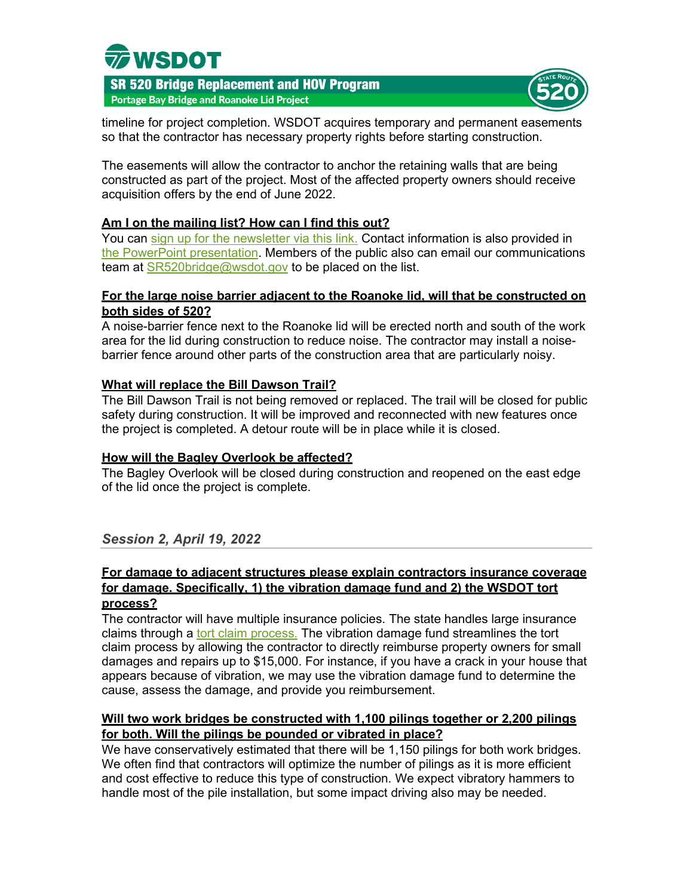timeline for project completion. WSDOT acquires temporary and permanent easements so that the contractor has necessary property rights before starting construction.

The easements will allow the contractor to anchor the retaining walls that are being constructed as part of the project. Most of the affected property owners should receive acquisition offers by the end of June 2022.

**Am I on the mailing list? How can I find this out?**

You can sign up for the newsletter via this link. Contact information is also provided in the PowerPoint presentation. Members of the public also can email our communications team at SR520bridge@wsdot.gov to be placed on the list.

**For the large noise barrier adjacent to the Roanoke lid, will that be constructed on both sides of 520?**

A noise-barrier fence next to the Roanoke lid will be erected north and south of the work area for the lid during construction to reduce noise. The contractor may install a noise-barrier fence around other parts of the construction area that are particularly noisy.

**What will replace the Bill Dawson Trail?**

The Bill Dawson Trail is not being removed or replaced. The trail will be closed for public safety during construction. It will be improved and reconnected with new features once the project is completed. A detour route will be in place while it is closed.

**How will the Bagley Overlook be affected?**

The Bagley Overlook will be closed during construction and reopened on the east edge of the lid once the project is complete.

## *Session 2, April 19, 2022*

**For damage to adjacent structures please explain contractors insurance coverage for damage. Specifically, 1) the vibration damage fund and 2) the WSDOT tort process?**

The contractor will have multiple insurance policies. The state handles large insurance claims through a tort claim process. The vibration damage fund streamlines the tort claim process by allowing the contractor to directly reimburse property owners for small damages and repairs up to $15,000. For instance, if you have a crack in your house that appears because of vibration, we may use the vibration damage fund to determine the cause, assess the damage, and provide you reimbursement.

**Will two work bridges be constructed with 1,100 pilings together or 2,200 pilings for both. Will the pilings be pounded or vibrated in place?**

We have conservatively estimated that there will be 1,150 pilings for both work bridges. We often find that contractors will optimize the number of pilings as it is more efficient and cost effective to reduce this type of construction. We expect vibratory hammers to handle most of the pile installation, but some impact driving also may be needed.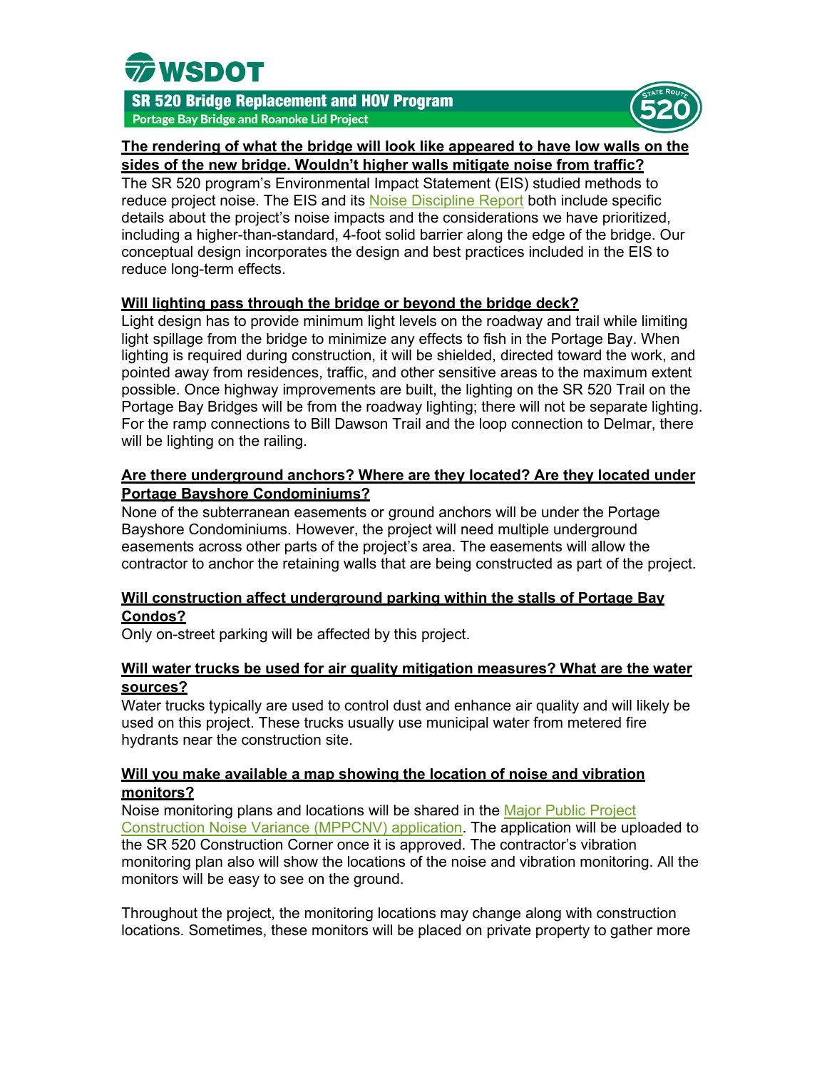**The rendering of what the bridge will look like appeared to have low walls on the sides of the new bridge. Wouldn't higher walls mitigate noise from traffic?**

The SR 520 program's Environmental Impact Statement (EIS) studied methods to reduce project noise. The EIS and its Noise Discipline Report both include specific details about the project's noise impacts and the considerations we have prioritized, including a higher-than-standard, 4-foot solid barrier along the edge of the bridge. Our conceptual design incorporates the design and best practices included in the EIS to reduce long-term effects.

**Will lighting pass through the bridge or beyond the bridge deck?**

Light design has to provide minimum light levels on the roadway and trail while limiting light spillage from the bridge to minimize any effects to fish in the Portage Bay. When lighting is required during construction, it will be shielded, directed toward the work, and pointed away from residences, traffic, and other sensitive areas to the maximum extent possible. Once highway improvements are built, the lighting on the SR 520 Trail on the Portage Bay Bridges will be from the roadway lighting; there will not be separate lighting. For the ramp connections to Bill Dawson Trail and the loop connection to Delmar, there will be lighting on the railing.

**Are there underground anchors? Where are they located? Are they located under Portage Bayshore Condominiums?**

None of the subterranean easements or ground anchors will be under the Portage Bayshore Condominiums. However, the project will need multiple underground easements across other parts of the project's area. The easements will allow the contractor to anchor the retaining walls that are being constructed as part of the project.

**Will construction affect underground parking within the stalls of Portage Bay Condos?**

Only on-street parking will be affected by this project.

**Will water trucks be used for air quality mitigation measures? What are the water sources?**

Water trucks typically are used to control dust and enhance air quality and will likely be used on this project. These trucks usually use municipal water from metered fire hydrants near the construction site.

**Will you make available a map showing the location of noise and vibration monitors?**

Noise monitoring plans and locations will be shared in the Major Public Project Construction Noise Variance (MPPCNV) application. The application will be uploaded to the SR 520 Construction Corner once it is approved. The contractor's vibration monitoring plan also will show the locations of the noise and vibration monitoring. All the monitors will be easy to see on the ground.

Throughout the project, the monitoring locations may change along with construction locations. Sometimes, these monitors will be placed on private property to gather more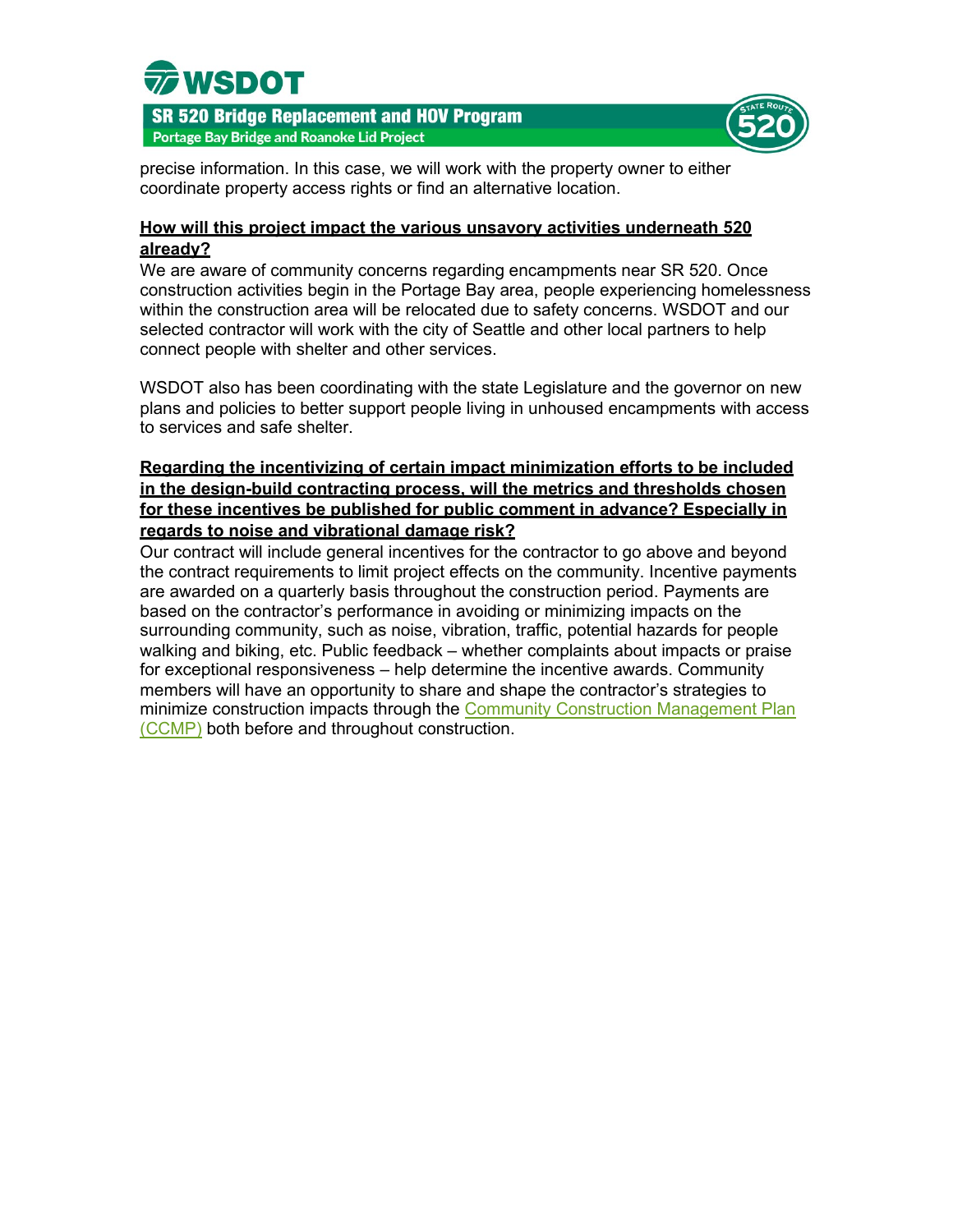precise information. In this case, we will work with the property owner to either coordinate property access rights or find an alternative location.

**How will this project impact the various unsavory activities underneath 520 already?**

We are aware of community concerns regarding encampments near SR 520. Once construction activities begin in the Portage Bay area, people experiencing homelessness within the construction area will be relocated due to safety concerns. WSDOT and our selected contractor will work with the city of Seattle and other local partners to help connect people with shelter and other services.

WSDOT also has been coordinating with the state Legislature and the governor on new plans and policies to better support people living in unhoused encampments with access to services and safe shelter.

**Regarding the incentivizing of certain impact minimization efforts to be included in the design-build contracting process, will the metrics and thresholds chosen for these incentives be published for public comment in advance? Especially in regards to noise and vibrational damage risk?**

Our contract will include general incentives for the contractor to go above and beyond the contract requirements to limit project effects on the community. Incentive payments are awarded on a quarterly basis throughout the construction period. Payments are based on the contractor's performance in avoiding or minimizing impacts on the surrounding community, such as noise, vibration, traffic, potential hazards for people walking and biking, etc. Public feedback – whether complaints about impacts or praise for exceptional responsiveness – help determine the incentive awards. Community members will have an opportunity to share and shape the contractor's strategies to minimize construction impacts through the Community Construction Management Plan (CCMP) both before and throughout construction.